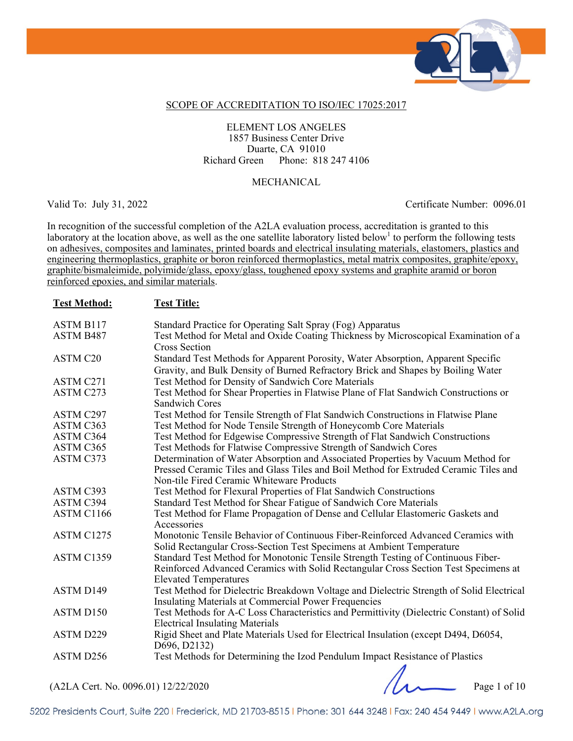SCOPE OF ACCREDITATION TO ISO/IEC 17025:2017

ELEMENT LOS ANGELES
1857 Business Center Drive
Duarte, CA 91010
Richard Green Phone: 818 247 4106

MECHANICAL

Valid To: July 31, 2022 Certificate Number: 0096.01

In recognition of the successful completion of the A2LA evaluation process, accreditation is granted to this laboratory at the location above, as well as the one satellite laboratory listed below[1] to perform the following tests on adhesives, composites and laminates, printed boards and electrical insulating materials, elastomers, plastics and engineering thermoplastics, graphite or boron reinforced thermoplastics, metal matrix composites, graphite/epoxy, graphite/bismaleimide, polyimide/glass, epoxy/glass, toughened epoxy systems and graphite aramid or boron reinforced epoxies, and similar materials.

| Test Method: | Test Title: |
|---|---|
| ASTM B117 | Standard Practice for Operating Salt Spray (Fog) Apparatus |
| ASTM B487 | Test Method for Metal and Oxide Coating Thickness by Microscopical Examination of a Cross Section |
| ASTM C20 | Standard Test Methods for Apparent Porosity, Water Absorption, Apparent Specific Gravity, and Bulk Density of Burned Refractory Brick and Shapes by Boiling Water |
| ASTM C271 | Test Method for Density of Sandwich Core Materials |
| ASTM C273 | Test Method for Shear Properties in Flatwise Plane of Flat Sandwich Constructions or Sandwich Cores |
| ASTM C297 | Test Method for Tensile Strength of Flat Sandwich Constructions in Flatwise Plane |
| ASTM C363 | Test Method for Node Tensile Strength of Honeycomb Core Materials |
| ASTM C364 | Test Method for Edgewise Compressive Strength of Flat Sandwich Constructions |
| ASTM C365 | Test Methods for Flatwise Compressive Strength of Sandwich Cores |
| ASTM C373 | Determination of Water Absorption and Associated Properties by Vacuum Method for Pressed Ceramic Tiles and Glass Tiles and Boil Method for Extruded Ceramic Tiles and Non-tile Fired Ceramic Whiteware Products |
| ASTM C393 | Test Method for Flexural Properties of Flat Sandwich Constructions |
| ASTM C394 | Standard Test Method for Shear Fatigue of Sandwich Core Materials |
| ASTM C1166 | Test Method for Flame Propagation of Dense and Cellular Elastomeric Gaskets and Accessories |
| ASTM C1275 | Monotonic Tensile Behavior of Continuous Fiber-Reinforced Advanced Ceramics with Solid Rectangular Cross-Section Test Specimens at Ambient Temperature |
| ASTM C1359 | Standard Test Method for Monotonic Tensile Strength Testing of Continuous Fiber-Reinforced Advanced Ceramics with Solid Rectangular Cross Section Test Specimens at Elevated Temperatures |
| ASTM D149 | Test Method for Dielectric Breakdown Voltage and Dielectric Strength of Solid Electrical Insulating Materials at Commercial Power Frequencies |
| ASTM D150 | Test Methods for A-C Loss Characteristics and Permittivity (Dielectric Constant) of Solid Electrical Insulating Materials |
| ASTM D229 | Rigid Sheet and Plate Materials Used for Electrical Insulation (except D494, D6054, D696, D2132) |
| ASTM D256 | Test Methods for Determining the Izod Pendulum Impact Resistance of Plastics |

(A2LA Cert. No. 0096.01) 12/22/2020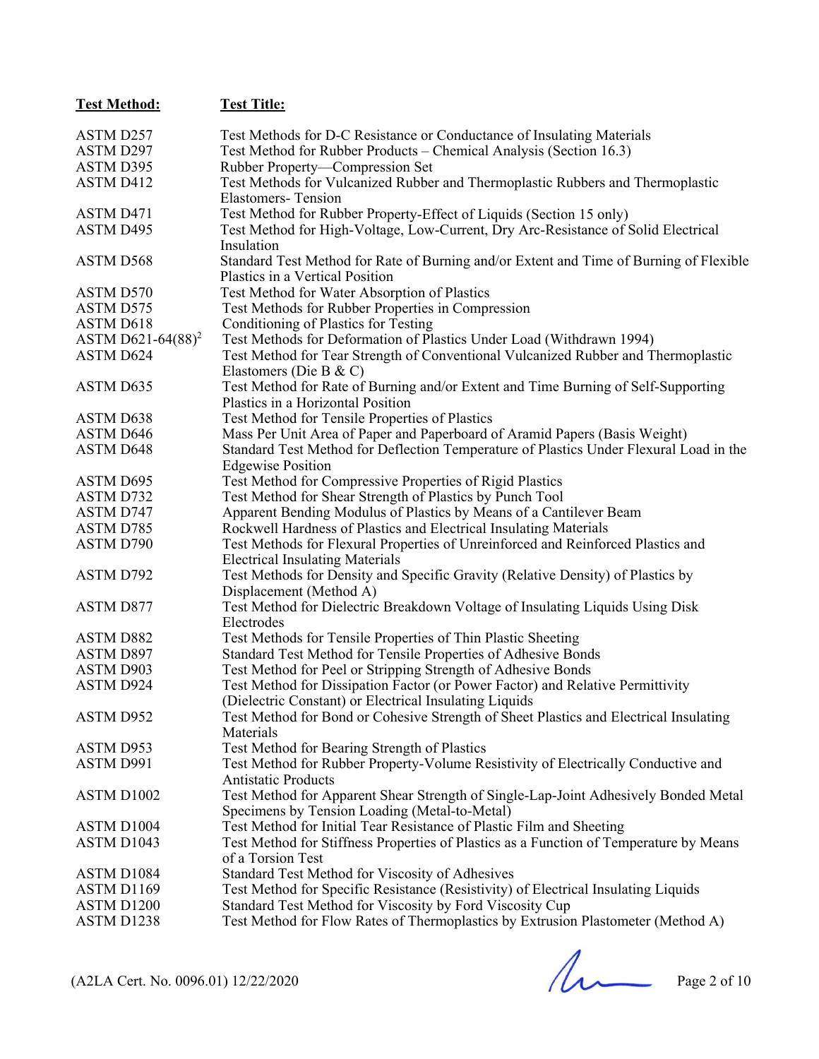| Test Method: | Test Title: |
|---|---|
| ASTM D257 | Test Methods for D-C Resistance or Conductance of Insulating Materials |
| ASTM D297 | Test Method for Rubber Products – Chemical Analysis (Section 16.3) |
| ASTM D395 | Rubber Property—Compression Set |
| ASTM D412 | Test Methods for Vulcanized Rubber and Thermoplastic Rubbers and Thermoplastic Elastomers- Tension |
| ASTM D471 | Test Method for Rubber Property-Effect of Liquids (Section 15 only) |
| ASTM D495 | Test Method for High-Voltage, Low-Current, Dry Arc-Resistance of Solid Electrical Insulation |
| ASTM D568 | Standard Test Method for Rate of Burning and/or Extent and Time of Burning of Flexible Plastics in a Vertical Position |
| ASTM D570 | Test Method for Water Absorption of Plastics |
| ASTM D575 | Test Methods for Rubber Properties in Compression |
| ASTM D618 | Conditioning of Plastics for Testing |
| ASTM D621-64(88)[2] | Test Methods for Deformation of Plastics Under Load (Withdrawn 1994) |
| ASTM D624 | Test Method for Tear Strength of Conventional Vulcanized Rubber and Thermoplastic Elastomers (Die B & C) |
| ASTM D635 | Test Method for Rate of Burning and/or Extent and Time Burning of Self-Supporting Plastics in a Horizontal Position |
| ASTM D638 | Test Method for Tensile Properties of Plastics |
| ASTM D646 | Mass Per Unit Area of Paper and Paperboard of Aramid Papers (Basis Weight) |
| ASTM D648 | Standard Test Method for Deflection Temperature of Plastics Under Flexural Load in the Edgewise Position |
| ASTM D695 | Test Method for Compressive Properties of Rigid Plastics |
| ASTM D732 | Test Method for Shear Strength of Plastics by Punch Tool |
| ASTM D747 | Apparent Bending Modulus of Plastics by Means of a Cantilever Beam |
| ASTM D785 | Rockwell Hardness of Plastics and Electrical Insulating Materials |
| ASTM D790 | Test Methods for Flexural Properties of Unreinforced and Reinforced Plastics and Electrical Insulating Materials |
| ASTM D792 | Test Methods for Density and Specific Gravity (Relative Density) of Plastics by Displacement (Method A) |
| ASTM D877 | Test Method for Dielectric Breakdown Voltage of Insulating Liquids Using Disk Electrodes |
| ASTM D882 | Test Methods for Tensile Properties of Thin Plastic Sheeting |
| ASTM D897 | Standard Test Method for Tensile Properties of Adhesive Bonds |
| ASTM D903 | Test Method for Peel or Stripping Strength of Adhesive Bonds |
| ASTM D924 | Test Method for Dissipation Factor (or Power Factor) and Relative Permittivity (Dielectric Constant) or Electrical Insulating Liquids |
| ASTM D952 | Test Method for Bond or Cohesive Strength of Sheet Plastics and Electrical Insulating Materials |
| ASTM D953 | Test Method for Bearing Strength of Plastics |
| ASTM D991 | Test Method for Rubber Property-Volume Resistivity of Electrically Conductive and Antistatic Products |
| ASTM D1002 | Test Method for Apparent Shear Strength of Single-Lap-Joint Adhesively Bonded Metal Specimens by Tension Loading (Metal-to-Metal) |
| ASTM D1004 | Test Method for Initial Tear Resistance of Plastic Film and Sheeting |
| ASTM D1043 | Test Method for Stiffness Properties of Plastics as a Function of Temperature by Means of a Torsion Test |
| ASTM D1084 | Standard Test Method for Viscosity of Adhesives |
| ASTM D1169 | Test Method for Specific Resistance (Resistivity) of Electrical Insulating Liquids |
| ASTM D1200 | Standard Test Method for Viscosity by Ford Viscosity Cup |
| ASTM D1238 | Test Method for Flow Rates of Thermoplastics by Extrusion Plastometer (Method A) |

(A2LA Cert. No. 0096.01) 12/22/2020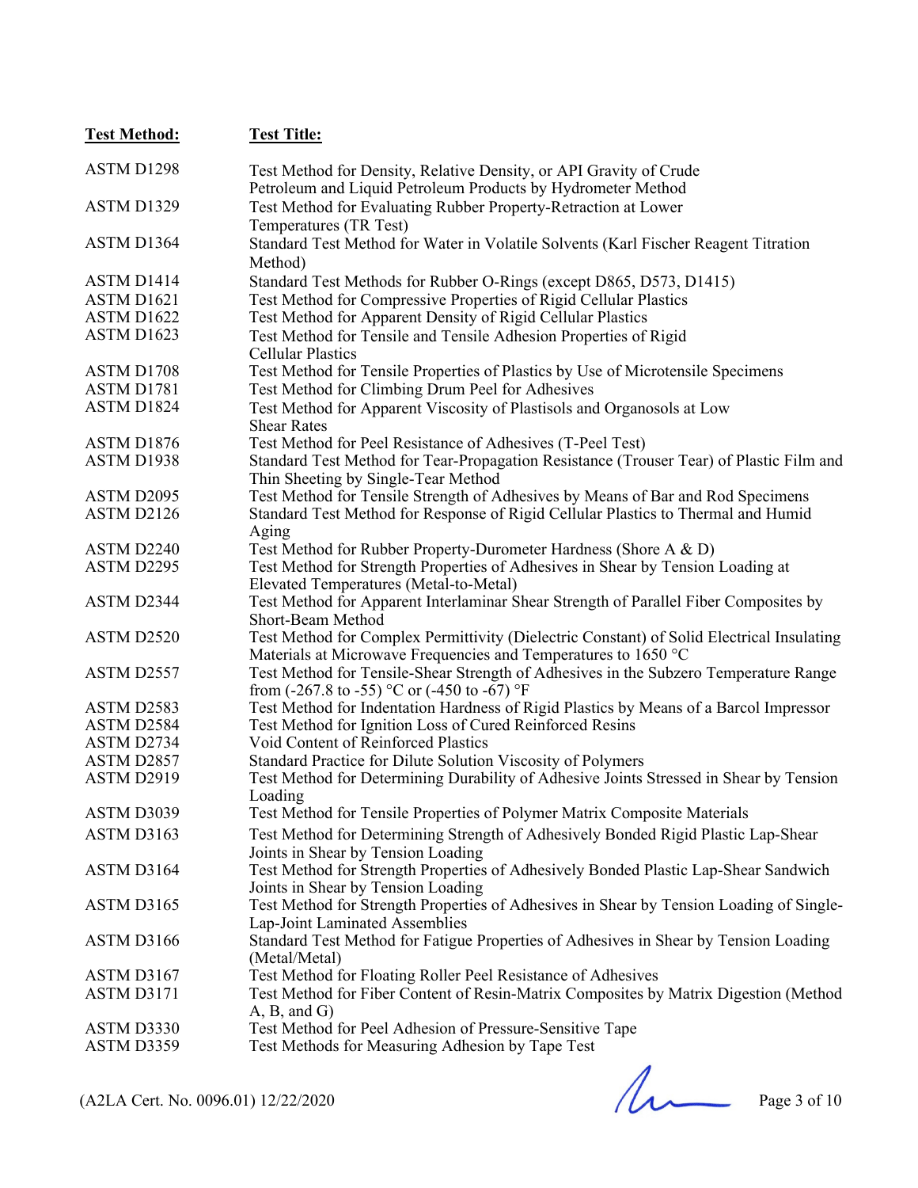| Test Method: | Test Title: |
| --- | --- |
| ASTM D1298 | Test Method for Density, Relative Density, or API Gravity of Crude Petroleum and Liquid Petroleum Products by Hydrometer Method |
| ASTM D1329 | Test Method for Evaluating Rubber Property-Retraction at Lower Temperatures (TR Test) |
| ASTM D1364 | Standard Test Method for Water in Volatile Solvents (Karl Fischer Reagent Titration Method) |
| ASTM D1414 | Standard Test Methods for Rubber O-Rings (except D865, D573, D1415) |
| ASTM D1621 | Test Method for Compressive Properties of Rigid Cellular Plastics |
| ASTM D1622 | Test Method for Apparent Density of Rigid Cellular Plastics |
| ASTM D1623 | Test Method for Tensile and Tensile Adhesion Properties of Rigid Cellular Plastics |
| ASTM D1708 | Test Method for Tensile Properties of Plastics by Use of Microtensile Specimens |
| ASTM D1781 | Test Method for Climbing Drum Peel for Adhesives |
| ASTM D1824 | Test Method for Apparent Viscosity of Plastisols and Organosols at Low Shear Rates |
| ASTM D1876 | Test Method for Peel Resistance of Adhesives (T-Peel Test) |
| ASTM D1938 | Standard Test Method for Tear-Propagation Resistance (Trouser Tear) of Plastic Film and Thin Sheeting by Single-Tear Method |
| ASTM D2095 | Test Method for Tensile Strength of Adhesives by Means of Bar and Rod Specimens |
| ASTM D2126 | Standard Test Method for Response of Rigid Cellular Plastics to Thermal and Humid Aging |
| ASTM D2240 | Test Method for Rubber Property-Durometer Hardness (Shore A & D) |
| ASTM D2295 | Test Method for Strength Properties of Adhesives in Shear by Tension Loading at Elevated Temperatures (Metal-to-Metal) |
| ASTM D2344 | Test Method for Apparent Interlaminar Shear Strength of Parallel Fiber Composites by Short-Beam Method |
| ASTM D2520 | Test Method for Complex Permittivity (Dielectric Constant) of Solid Electrical Insulating Materials at Microwave Frequencies and Temperatures to 1650 °C |
| ASTM D2557 | Test Method for Tensile-Shear Strength of Adhesives in the Subzero Temperature Range from (-267.8 to -55) °C or (-450 to -67) °F |
| ASTM D2583 | Test Method for Indentation Hardness of Rigid Plastics by Means of a Barcol Impressor |
| ASTM D2584 | Test Method for Ignition Loss of Cured Reinforced Resins |
| ASTM D2734 | Void Content of Reinforced Plastics |
| ASTM D2857 | Standard Practice for Dilute Solution Viscosity of Polymers |
| ASTM D2919 | Test Method for Determining Durability of Adhesive Joints Stressed in Shear by Tension Loading |
| ASTM D3039 | Test Method for Tensile Properties of Polymer Matrix Composite Materials |
| ASTM D3163 | Test Method for Determining Strength of Adhesively Bonded Rigid Plastic Lap-Shear Joints in Shear by Tension Loading |
| ASTM D3164 | Test Method for Strength Properties of Adhesively Bonded Plastic Lap-Shear Sandwich Joints in Shear by Tension Loading |
| ASTM D3165 | Test Method for Strength Properties of Adhesives in Shear by Tension Loading of Single-Lap-Joint Laminated Assemblies |
| ASTM D3166 | Standard Test Method for Fatigue Properties of Adhesives in Shear by Tension Loading (Metal/Metal) |
| ASTM D3167 | Test Method for Floating Roller Peel Resistance of Adhesives |
| ASTM D3171 | Test Method for Fiber Content of Resin-Matrix Composites by Matrix Digestion (Method A, B, and G) |
| ASTM D3330 | Test Method for Peel Adhesion of Pressure-Sensitive Tape |
| ASTM D3359 | Test Methods for Measuring Adhesion by Tape Test |

(A2LA Cert. No. 0096.01) 12/22/2020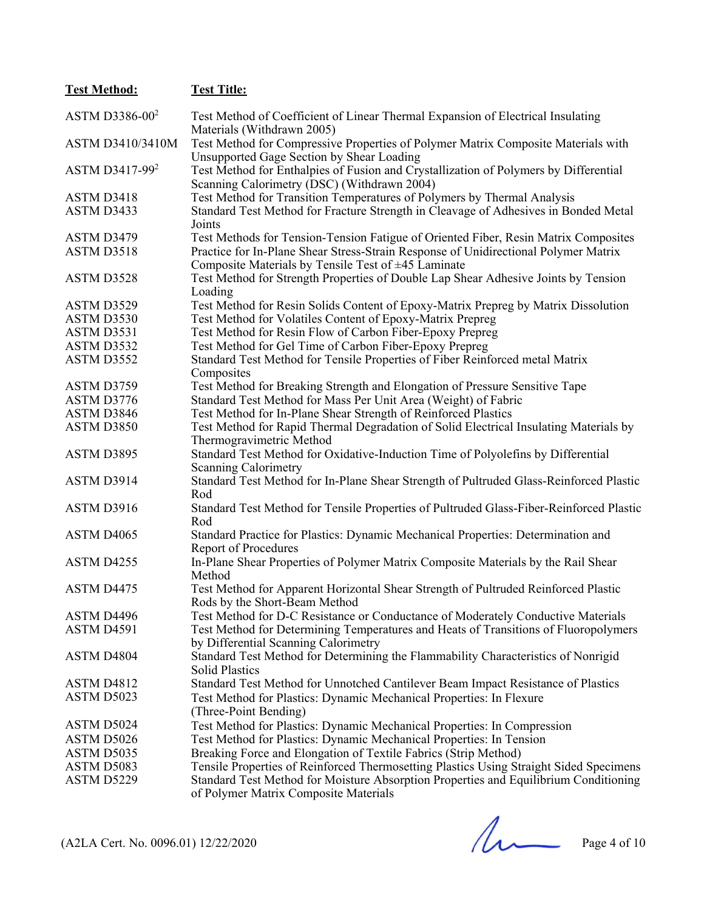| **Test Method:** | **Test Title:** |
|---|---|
| ASTM D3386-00[2] | Test Method of Coefficient of Linear Thermal Expansion of Electrical Insulating Materials (Withdrawn 2005) |
| ASTM D3410/3410M | Test Method for Compressive Properties of Polymer Matrix Composite Materials with Unsupported Gage Section by Shear Loading |
| ASTM D3417-99[2] | Test Method for Enthalpies of Fusion and Crystallization of Polymers by Differential Scanning Calorimetry (DSC) (Withdrawn 2004) |
| ASTM D3418 | Test Method for Transition Temperatures of Polymers by Thermal Analysis |
| ASTM D3433 | Standard Test Method for Fracture Strength in Cleavage of Adhesives in Bonded Metal Joints |
| ASTM D3479 | Test Methods for Tension-Tension Fatigue of Oriented Fiber, Resin Matrix Composites |
| ASTM D3518 | Practice for In-Plane Shear Stress-Strain Response of Unidirectional Polymer Matrix Composite Materials by Tensile Test of ±45 Laminate |
| ASTM D3528 | Test Method for Strength Properties of Double Lap Shear Adhesive Joints by Tension Loading |
| ASTM D3529 | Test Method for Resin Solids Content of Epoxy-Matrix Prepreg by Matrix Dissolution |
| ASTM D3530 | Test Method for Volatiles Content of Epoxy-Matrix Prepreg |
| ASTM D3531 | Test Method for Resin Flow of Carbon Fiber-Epoxy Prepreg |
| ASTM D3532 | Test Method for Gel Time of Carbon Fiber-Epoxy Prepreg |
| ASTM D3552 | Standard Test Method for Tensile Properties of Fiber Reinforced metal Matrix Composites |
| ASTM D3759 | Test Method for Breaking Strength and Elongation of Pressure Sensitive Tape |
| ASTM D3776 | Standard Test Method for Mass Per Unit Area (Weight) of Fabric |
| ASTM D3846 | Test Method for In-Plane Shear Strength of Reinforced Plastics |
| ASTM D3850 | Test Method for Rapid Thermal Degradation of Solid Electrical Insulating Materials by Thermogravimetric Method |
| ASTM D3895 | Standard Test Method for Oxidative-Induction Time of Polyolefins by Differential Scanning Calorimetry |
| ASTM D3914 | Standard Test Method for In-Plane Shear Strength of Pultruded Glass-Reinforced Plastic Rod |
| ASTM D3916 | Standard Test Method for Tensile Properties of Pultruded Glass-Fiber-Reinforced Plastic Rod |
| ASTM D4065 | Standard Practice for Plastics: Dynamic Mechanical Properties: Determination and Report of Procedures |
| ASTM D4255 | In-Plane Shear Properties of Polymer Matrix Composite Materials by the Rail Shear Method |
| ASTM D4475 | Test Method for Apparent Horizontal Shear Strength of Pultruded Reinforced Plastic Rods by the Short-Beam Method |
| ASTM D4496 | Test Method for D-C Resistance or Conductance of Moderately Conductive Materials |
| ASTM D4591 | Test Method for Determining Temperatures and Heats of Transitions of Fluoropolymers by Differential Scanning Calorimetry |
| ASTM D4804 | Standard Test Method for Determining the Flammability Characteristics of Nonrigid Solid Plastics |
| ASTM D4812 | Standard Test Method for Unnotched Cantilever Beam Impact Resistance of Plastics |
| ASTM D5023 | Test Method for Plastics: Dynamic Mechanical Properties: In Flexure (Three-Point Bending) |
| ASTM D5024 | Test Method for Plastics: Dynamic Mechanical Properties: In Compression |
| ASTM D5026 | Test Method for Plastics: Dynamic Mechanical Properties: In Tension |
| ASTM D5035 | Breaking Force and Elongation of Textile Fabrics (Strip Method) |
| ASTM D5083 | Tensile Properties of Reinforced Thermosetting Plastics Using Straight Sided Specimens |
| ASTM D5229 | Standard Test Method for Moisture Absorption Properties and Equilibrium Conditioning of Polymer Matrix Composite Materials |

(A2LA Cert. No. 0096.01) 12/22/2020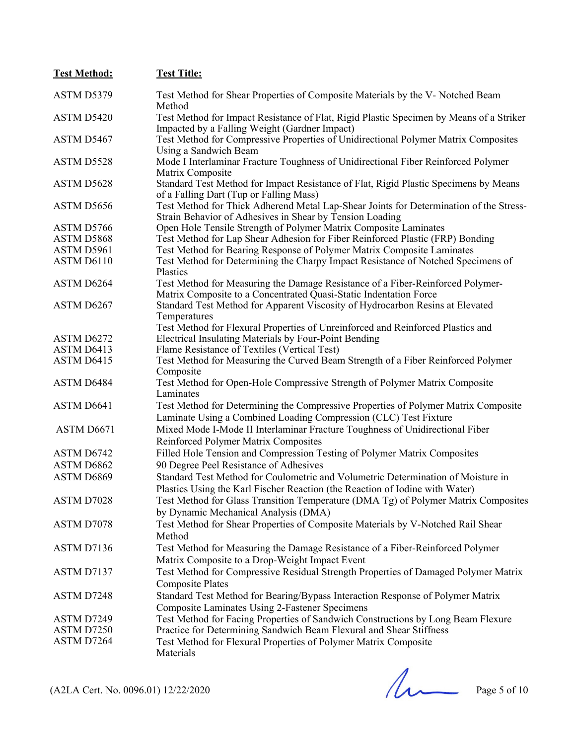| Test Method: | Test Title: |
|---|---|
| ASTM D5379 | Test Method for Shear Properties of Composite Materials by the V- Notched Beam Method |
| ASTM D5420 | Test Method for Impact Resistance of Flat, Rigid Plastic Specimen by Means of a Striker Impacted by a Falling Weight (Gardner Impact) |
| ASTM D5467 | Test Method for Compressive Properties of Unidirectional Polymer Matrix Composites Using a Sandwich Beam |
| ASTM D5528 | Mode I Interlaminar Fracture Toughness of Unidirectional Fiber Reinforced Polymer Matrix Composite |
| ASTM D5628 | Standard Test Method for Impact Resistance of Flat, Rigid Plastic Specimens by Means of a Falling Dart (Tup or Falling Mass) |
| ASTM D5656 | Test Method for Thick Adherend Metal Lap-Shear Joints for Determination of the Stress-Strain Behavior of Adhesives in Shear by Tension Loading |
| ASTM D5766 | Open Hole Tensile Strength of Polymer Matrix Composite Laminates |
| ASTM D5868 | Test Method for Lap Shear Adhesion for Fiber Reinforced Plastic (FRP) Bonding |
| ASTM D5961 | Test Method for Bearing Response of Polymer Matrix Composite Laminates |
| ASTM D6110 | Test Method for Determining the Charpy Impact Resistance of Notched Specimens of Plastics |
| ASTM D6264 | Test Method for Measuring the Damage Resistance of a Fiber-Reinforced Polymer-Matrix Composite to a Concentrated Quasi-Static Indentation Force |
| ASTM D6267 | Standard Test Method for Apparent Viscosity of Hydrocarbon Resins at Elevated Temperatures |
| ASTM D6272 | Test Method for Flexural Properties of Unreinforced and Reinforced Plastics and Electrical Insulating Materials by Four-Point Bending |
| ASTM D6413 | Flame Resistance of Textiles (Vertical Test) |
| ASTM D6415 | Test Method for Measuring the Curved Beam Strength of a Fiber Reinforced Polymer Composite |
| ASTM D6484 | Test Method for Open-Hole Compressive Strength of Polymer Matrix Composite Laminates |
| ASTM D6641 | Test Method for Determining the Compressive Properties of Polymer Matrix Composite Laminate Using a Combined Loading Compression (CLC) Test Fixture |
| ASTM D6671 | Mixed Mode I-Mode II Interlaminar Fracture Toughness of Unidirectional Fiber Reinforced Polymer Matrix Composites |
| ASTM D6742 | Filled Hole Tension and Compression Testing of Polymer Matrix Composites |
| ASTM D6862 | 90 Degree Peel Resistance of Adhesives |
| ASTM D6869 | Standard Test Method for Coulometric and Volumetric Determination of Moisture in Plastics Using the Karl Fischer Reaction (the Reaction of Iodine with Water) |
| ASTM D7028 | Test Method for Glass Transition Temperature (DMA Tg) of Polymer Matrix Composites by Dynamic Mechanical Analysis (DMA) |
| ASTM D7078 | Test Method for Shear Properties of Composite Materials by V-Notched Rail Shear Method |
| ASTM D7136 | Test Method for Measuring the Damage Resistance of a Fiber-Reinforced Polymer Matrix Composite to a Drop-Weight Impact Event |
| ASTM D7137 | Test Method for Compressive Residual Strength Properties of Damaged Polymer Matrix Composite Plates |
| ASTM D7248 | Standard Test Method for Bearing/Bypass Interaction Response of Polymer Matrix Composite Laminates Using 2-Fastener Specimens |
| ASTM D7249 | Test Method for Facing Properties of Sandwich Constructions by Long Beam Flexure |
| ASTM D7250 | Practice for Determining Sandwich Beam Flexural and Shear Stiffness |
| ASTM D7264 | Test Method for Flexural Properties of Polymer Matrix Composite Materials |

(A2LA Cert. No. 0096.01) 12/22/2020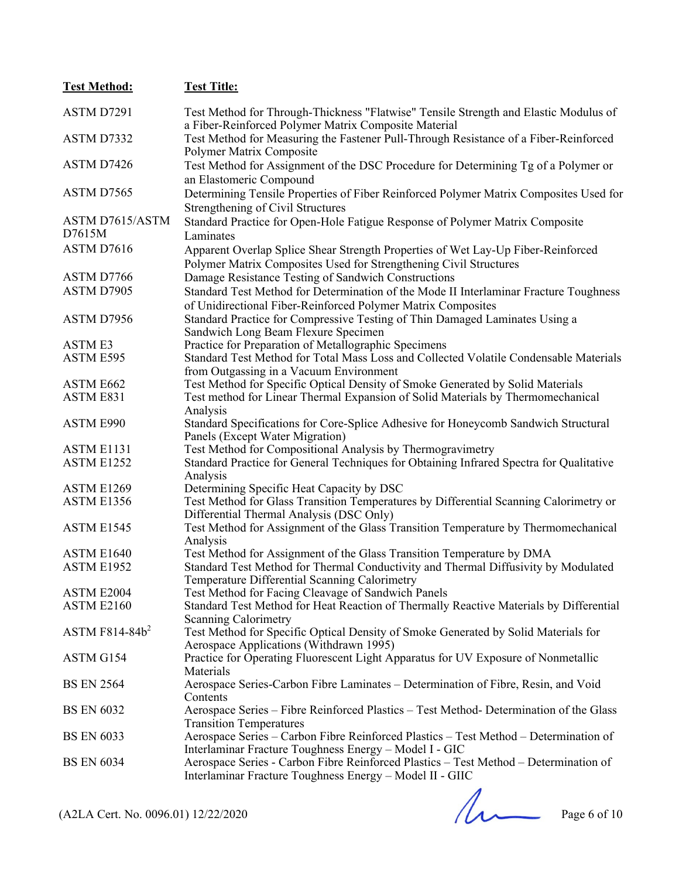| Test Method: | Test Title: |
|---|---|
| ASTM D7291 | Test Method for Through-Thickness "Flatwise" Tensile Strength and Elastic Modulus of a Fiber-Reinforced Polymer Matrix Composite Material |
| ASTM D7332 | Test Method for Measuring the Fastener Pull-Through Resistance of a Fiber-Reinforced Polymer Matrix Composite |
| ASTM D7426 | Test Method for Assignment of the DSC Procedure for Determining Tg of a Polymer or an Elastomeric Compound |
| ASTM D7565 | Determining Tensile Properties of Fiber Reinforced Polymer Matrix Composites Used for Strengthening of Civil Structures |
| ASTM D7615/ASTM D7615M | Standard Practice for Open-Hole Fatigue Response of Polymer Matrix Composite Laminates |
| ASTM D7616 | Apparent Overlap Splice Shear Strength Properties of Wet Lay-Up Fiber-Reinforced Polymer Matrix Composites Used for Strengthening Civil Structures |
| ASTM D7766 | Damage Resistance Testing of Sandwich Constructions |
| ASTM D7905 | Standard Test Method for Determination of the Mode II Interlaminar Fracture Toughness of Unidirectional Fiber-Reinforced Polymer Matrix Composites |
| ASTM D7956 | Standard Practice for Compressive Testing of Thin Damaged Laminates Using a Sandwich Long Beam Flexure Specimen |
| ASTM E3 | Practice for Preparation of Metallographic Specimens |
| ASTM E595 | Standard Test Method for Total Mass Loss and Collected Volatile Condensable Materials from Outgassing in a Vacuum Environment |
| ASTM E662 | Test Method for Specific Optical Density of Smoke Generated by Solid Materials |
| ASTM E831 | Test method for Linear Thermal Expansion of Solid Materials by Thermomechanical Analysis |
| ASTM E990 | Standard Specifications for Core-Splice Adhesive for Honeycomb Sandwich Structural Panels (Except Water Migration) |
| ASTM E1131 | Test Method for Compositional Analysis by Thermogravimetry |
| ASTM E1252 | Standard Practice for General Techniques for Obtaining Infrared Spectra for Qualitative Analysis |
| ASTM E1269 | Determining Specific Heat Capacity by DSC |
| ASTM E1356 | Test Method for Glass Transition Temperatures by Differential Scanning Calorimetry or Differential Thermal Analysis (DSC Only) |
| ASTM E1545 | Test Method for Assignment of the Glass Transition Temperature by Thermomechanical Analysis |
| ASTM E1640 | Test Method for Assignment of the Glass Transition Temperature by DMA |
| ASTM E1952 | Standard Test Method for Thermal Conductivity and Thermal Diffusivity by Modulated Temperature Differential Scanning Calorimetry |
| ASTM E2004 | Test Method for Facing Cleavage of Sandwich Panels |
| ASTM E2160 | Standard Test Method for Heat Reaction of Thermally Reactive Materials by Differential Scanning Calorimetry |
| ASTM F814-84b[2] | Test Method for Specific Optical Density of Smoke Generated by Solid Materials for Aerospace Applications (Withdrawn 1995) |
| ASTM G154 | Practice for Operating Fluorescent Light Apparatus for UV Exposure of Nonmetallic Materials |
| BS EN 2564 | Aerospace Series-Carbon Fibre Laminates – Determination of Fibre, Resin, and Void Contents |
| BS EN 6032 | Aerospace Series – Fibre Reinforced Plastics – Test Method- Determination of the Glass Transition Temperatures |
| BS EN 6033 | Aerospace Series – Carbon Fibre Reinforced Plastics – Test Method – Determination of Interlaminar Fracture Toughness Energy – Model I - GIC |
| BS EN 6034 | Aerospace Series - Carbon Fibre Reinforced Plastics – Test Method – Determination of Interlaminar Fracture Toughness Energy – Model II - GIIC |

(A2LA Cert. No. 0096.01) 12/22/2020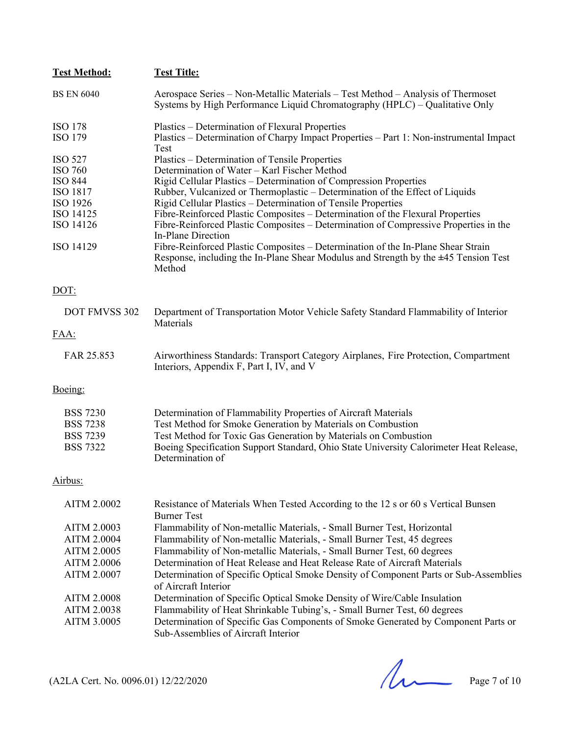| Test Method: | Test Title: |
|---|---|
| BS EN 6040 | Aerospace Series – Non-Metallic Materials – Test Method – Analysis of Thermoset Systems by High Performance Liquid Chromatography (HPLC) – Qualitative Only |
| ISO 178 | Plastics – Determination of Flexural Properties |
| ISO 179 | Plastics – Determination of Charpy Impact Properties – Part 1: Non-instrumental Impact Test |
| ISO 527 | Plastics – Determination of Tensile Properties |
| ISO 760 | Determination of Water – Karl Fischer Method |
| ISO 844 | Rigid Cellular Plastics – Determination of Compression Properties |
| ISO 1817 | Rubber, Vulcanized or Thermoplastic – Determination of the Effect of Liquids |
| ISO 1926 | Rigid Cellular Plastics – Determination of Tensile Properties |
| ISO 14125 | Fibre-Reinforced Plastic Composites – Determination of the Flexural Properties |
| ISO 14126 | Fibre-Reinforced Plastic Composites – Determination of Compressive Properties in the In-Plane Direction |
| ISO 14129 | Fibre-Reinforced Plastic Composites – Determination of the In-Plane Shear Strain Response, including the In-Plane Shear Modulus and Strength by the ±45 Tension Test Method |

DOT:

| | |
|---|---|
| DOT FMVSS 302 | Department of Transportation Motor Vehicle Safety Standard Flammability of Interior Materials |

FAA:

| | |
|---|---|
| FAR 25.853 | Airworthiness Standards: Transport Category Airplanes, Fire Protection, Compartment Interiors, Appendix F, Part I, IV, and V |

Boeing:

| | |
|---|---|
| BSS 7230 | Determination of Flammability Properties of Aircraft Materials |
| BSS 7238 | Test Method for Smoke Generation by Materials on Combustion |
| BSS 7239 | Test Method for Toxic Gas Generation by Materials on Combustion |
| BSS 7322 | Boeing Specification Support Standard, Ohio State University Calorimeter Heat Release, Determination of |

Airbus:

| | |
|---|---|
| AITM 2.0002 | Resistance of Materials When Tested According to the 12 s or 60 s Vertical Bunsen Burner Test |
| AITM 2.0003 | Flammability of Non-metallic Materials, - Small Burner Test, Horizontal |
| AITM 2.0004 | Flammability of Non-metallic Materials, - Small Burner Test, 45 degrees |
| AITM 2.0005 | Flammability of Non-metallic Materials, - Small Burner Test, 60 degrees |
| AITM 2.0006 | Determination of Heat Release and Heat Release Rate of Aircraft Materials |
| AITM 2.0007 | Determination of Specific Optical Smoke Density of Component Parts or Sub-Assemblies of Aircraft Interior |
| AITM 2.0008 | Determination of Specific Optical Smoke Density of Wire/Cable Insulation |
| AITM 2.0038 | Flammability of Heat Shrinkable Tubing's, - Small Burner Test, 60 degrees |
| AITM 3.0005 | Determination of Specific Gas Components of Smoke Generated by Component Parts or Sub-Assemblies of Aircraft Interior |

(A2LA Cert. No. 0096.01) 12/22/2020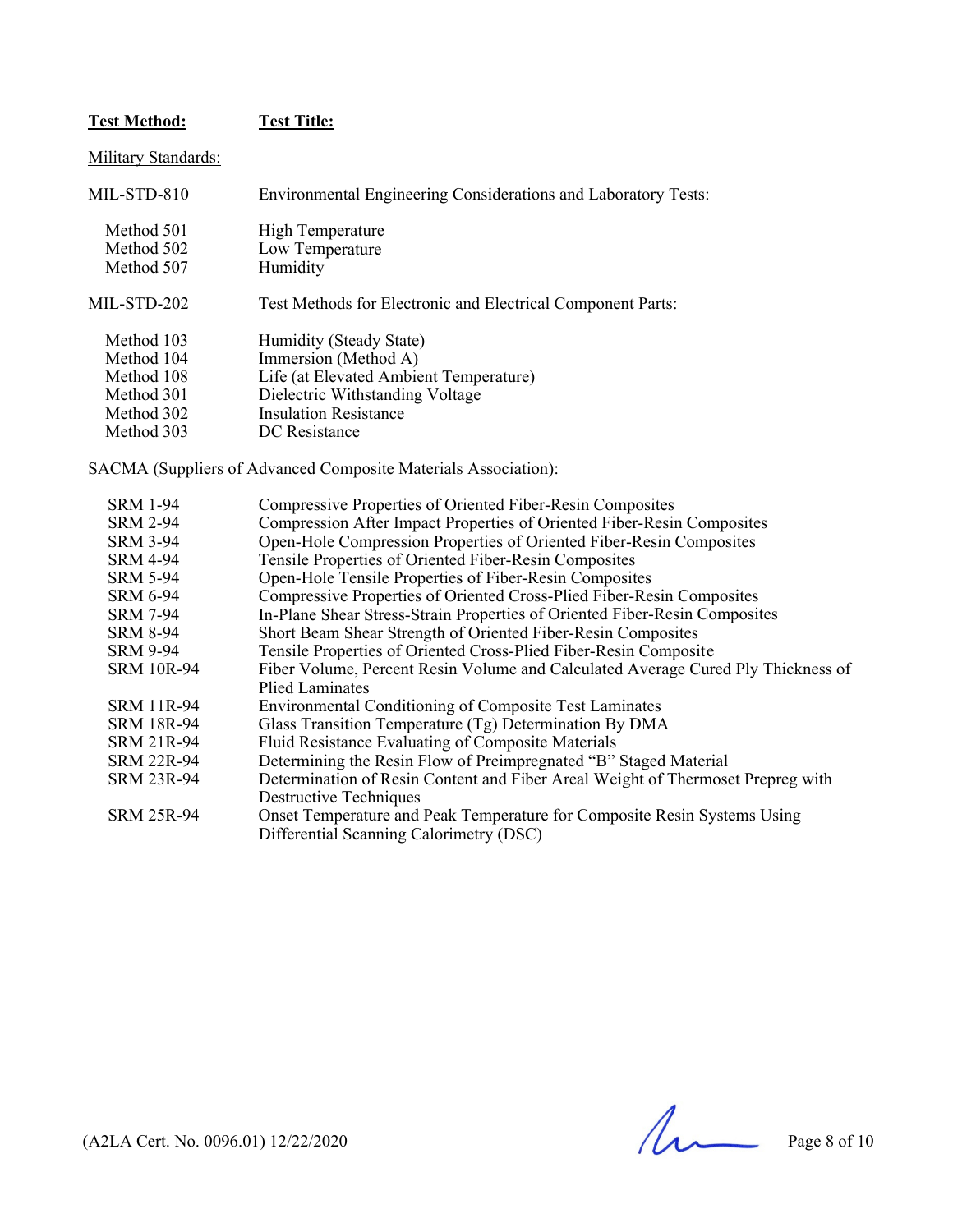| **Test Method:** | **Test Title:** |
|---|---|
| Military Standards: | |
| MIL-STD-810 | Environmental Engineering Considerations and Laboratory Tests: |
| Method 501 | High Temperature |
| Method 502 | Low Temperature |
| Method 507 | Humidity |
| MIL-STD-202 | Test Methods for Electronic and Electrical Component Parts: |
| Method 103 | Humidity (Steady State) |
| Method 104 | Immersion (Method A) |
| Method 108 | Life (at Elevated Ambient Temperature) |
| Method 301 | Dielectric Withstanding Voltage |
| Method 302 | Insulation Resistance |
| Method 303 | DC Resistance |
| SACMA (Suppliers of Advanced Composite Materials Association): | |
| SRM 1-94 | Compressive Properties of Oriented Fiber-Resin Composites |
| SRM 2-94 | Compression After Impact Properties of Oriented Fiber-Resin Composites |
| SRM 3-94 | Open-Hole Compression Properties of Oriented Fiber-Resin Composites |
| SRM 4-94 | Tensile Properties of Oriented Fiber-Resin Composites |
| SRM 5-94 | Open-Hole Tensile Properties of Fiber-Resin Composites |
| SRM 6-94 | Compressive Properties of Oriented Cross-Plied Fiber-Resin Composites |
| SRM 7-94 | In-Plane Shear Stress-Strain Properties of Oriented Fiber-Resin Composites |
| SRM 8-94 | Short Beam Shear Strength of Oriented Fiber-Resin Composites |
| SRM 9-94 | Tensile Properties of Oriented Cross-Plied Fiber-Resin Composite |
| SRM 10R-94 | Fiber Volume, Percent Resin Volume and Calculated Average Cured Ply Thickness of Plied Laminates |
| SRM 11R-94 | Environmental Conditioning of Composite Test Laminates |
| SRM 18R-94 | Glass Transition Temperature (Tg) Determination By DMA |
| SRM 21R-94 | Fluid Resistance Evaluating of Composite Materials |
| SRM 22R-94 | Determining the Resin Flow of Preimpregnated "B" Staged Material |
| SRM 23R-94 | Determination of Resin Content and Fiber Areal Weight of Thermoset Prepreg with Destructive Techniques |
| SRM 25R-94 | Onset Temperature and Peak Temperature for Composite Resin Systems Using Differential Scanning Calorimetry (DSC) |

(A2LA Cert. No. 0096.01) 12/22/2020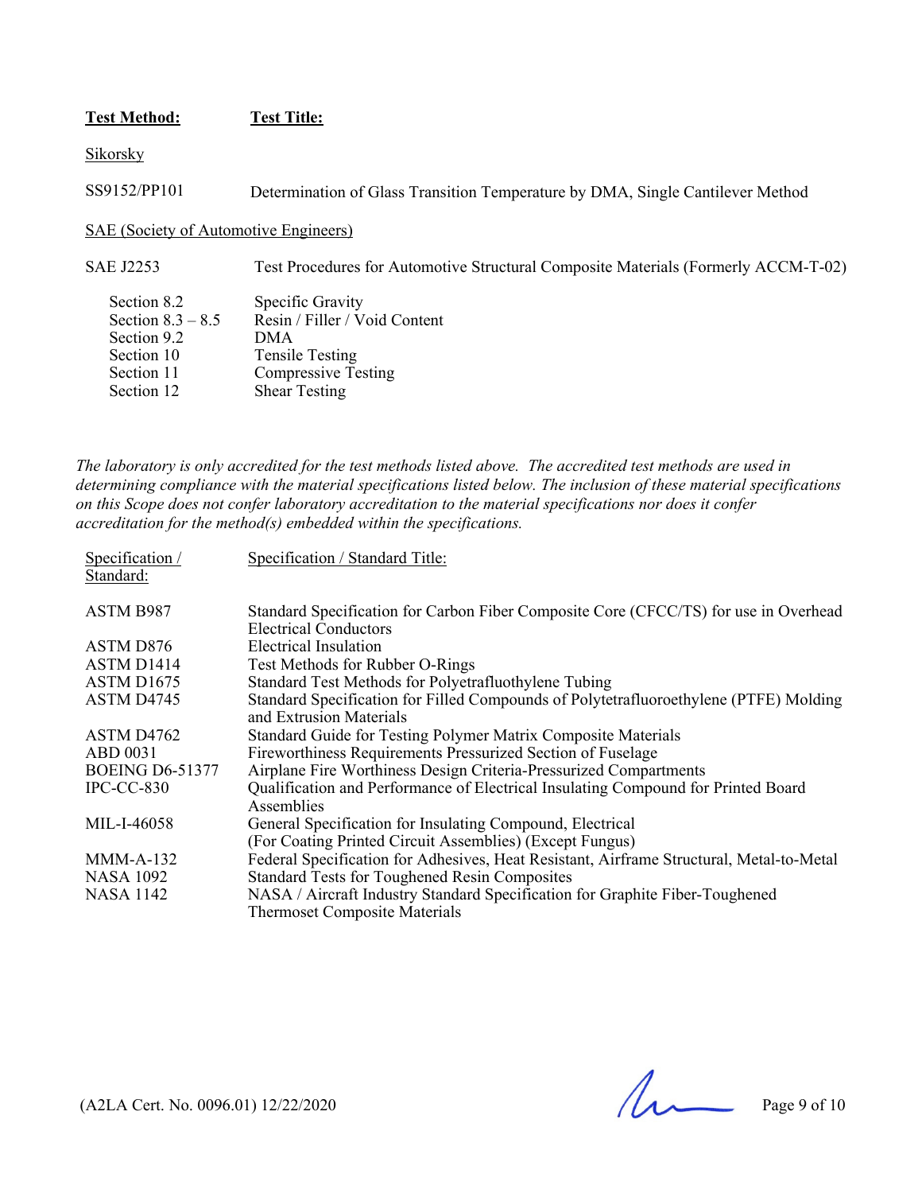| **Test Method:** | **Test Title:** |
|---|---|
| Sikorsky | |
| SS9152/PP101 | Determination of Glass Transition Temperature by DMA, Single Cantilever Method |
| SAE (Society of Automotive Engineers) | |
| SAE J2253 | Test Procedures for Automotive Structural Composite Materials (Formerly ACCM-T-02) |
| Section 8.2 | Specific Gravity |
| Section 8.3 – 8.5 | Resin / Filler / Void Content |
| Section 9.2 | DMA |
| Section 10 | Tensile Testing |
| Section 11 | Compressive Testing |
| Section 12 | Shear Testing |

*The laboratory is only accredited for the test methods listed above. The accredited test methods are used in determining compliance with the material specifications listed below. The inclusion of these material specifications on this Scope does not confer laboratory accreditation to the material specifications nor does it confer accreditation for the method(s) embedded within the specifications.*

| Specification / Standard: | Specification / Standard Title: |
|---|---|
| ASTM B987 | Standard Specification for Carbon Fiber Composite Core (CFCC/TS) for use in Overhead Electrical Conductors |
| ASTM D876 | Electrical Insulation |
| ASTM D1414 | Test Methods for Rubber O-Rings |
| ASTM D1675 | Standard Test Methods for Polyetrafluothylene Tubing |
| ASTM D4745 | Standard Specification for Filled Compounds of Polytetrafluoroethylene (PTFE) Molding and Extrusion Materials |
| ASTM D4762 | Standard Guide for Testing Polymer Matrix Composite Materials |
| ABD 0031 | Fireworthiness Requirements Pressurized Section of Fuselage |
| BOEING D6-51377 | Airplane Fire Worthiness Design Criteria-Pressurized Compartments |
| IPC-CC-830 | Qualification and Performance of Electrical Insulating Compound for Printed Board Assemblies |
| MIL-I-46058 | General Specification for Insulating Compound, Electrical (For Coating Printed Circuit Assemblies) (Except Fungus) |
| MMM-A-132 | Federal Specification for Adhesives, Heat Resistant, Airframe Structural, Metal-to-Metal |
| NASA 1092 | Standard Tests for Toughened Resin Composites |
| NASA 1142 | NASA / Aircraft Industry Standard Specification for Graphite Fiber-Toughened Thermoset Composite Materials |

(A2LA Cert. No. 0096.01) 12/22/2020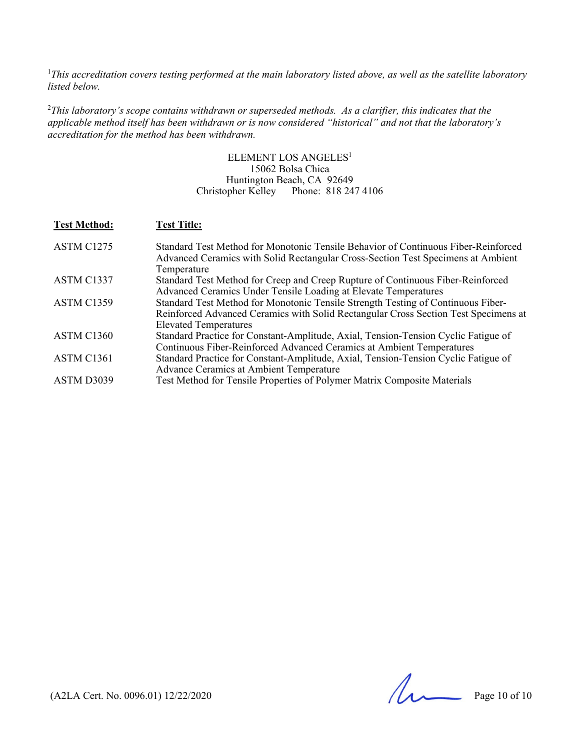[1]*This accreditation covers testing performed at the main laboratory listed above, as well as the satellite laboratory listed below.*

[2]*This laboratory's scope contains withdrawn or superseded methods. As a clarifier, this indicates that the applicable method itself has been withdrawn or is now considered "historical" and not that the laboratory's accreditation for the method has been withdrawn.*

ELEMENT LOS ANGELES[1]
15062 Bolsa Chica
Huntington Beach, CA 92649
Christopher Kelley Phone: 818 247 4106

| **Test Method:** | **Test Title:** |
|---|---|
| ASTM C1275 | Standard Test Method for Monotonic Tensile Behavior of Continuous Fiber-Reinforced Advanced Ceramics with Solid Rectangular Cross-Section Test Specimens at Ambient Temperature |
| ASTM C1337 | Standard Test Method for Creep and Creep Rupture of Continuous Fiber-Reinforced Advanced Ceramics Under Tensile Loading at Elevate Temperatures |
| ASTM C1359 | Standard Test Method for Monotonic Tensile Strength Testing of Continuous Fiber-Reinforced Advanced Ceramics with Solid Rectangular Cross Section Test Specimens at Elevated Temperatures |
| ASTM C1360 | Standard Practice for Constant-Amplitude, Axial, Tension-Tension Cyclic Fatigue of Continuous Fiber-Reinforced Advanced Ceramics at Ambient Temperatures |
| ASTM C1361 | Standard Practice for Constant-Amplitude, Axial, Tension-Tension Cyclic Fatigue of Advance Ceramics at Ambient Temperature |
| ASTM D3039 | Test Method for Tensile Properties of Polymer Matrix Composite Materials |

(A2LA Cert. No. 0096.01) 12/22/2020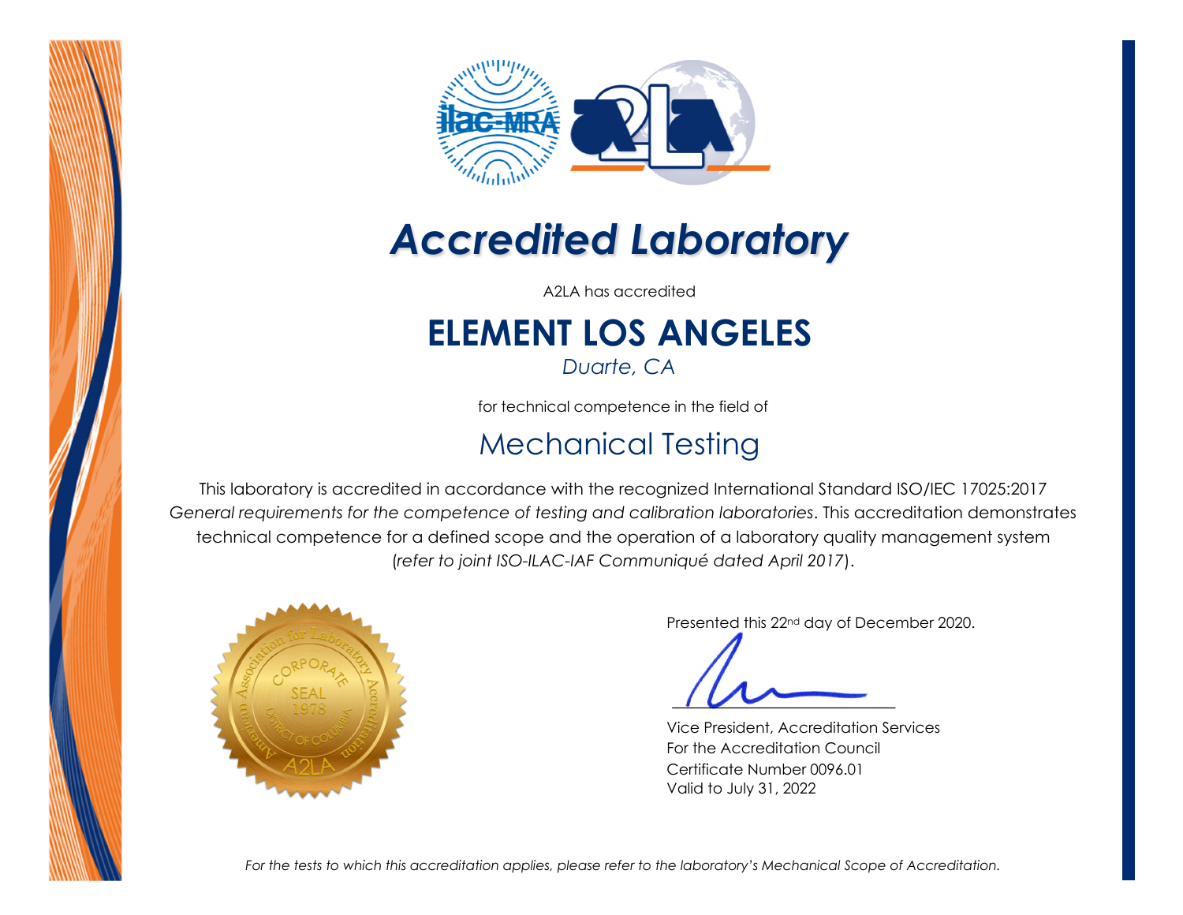# *Accredited Laboratory*

A2LA has accredited

## ELEMENT LOS ANGELES

*Duarte, CA*

for technical competence in the field of

## Mechanical Testing

This laboratory is accredited in accordance with the recognized International Standard ISO/IEC 17025:2017 *General requirements for the competence of testing and calibration laboratories*. This accreditation demonstrates technical competence for a defined scope and the operation of a laboratory quality management system (*refer to joint ISO-ILAC-IAF Communiqué dated April 2017*).

Presented this 22nd day of December 2020.

Vice President, Accreditation Services
For the Accreditation Council
Certificate Number 0096.01
Valid to July 31, 2022

*For the tests to which this accreditation applies, please refer to the laboratory's Mechanical Scope of Accreditation.*